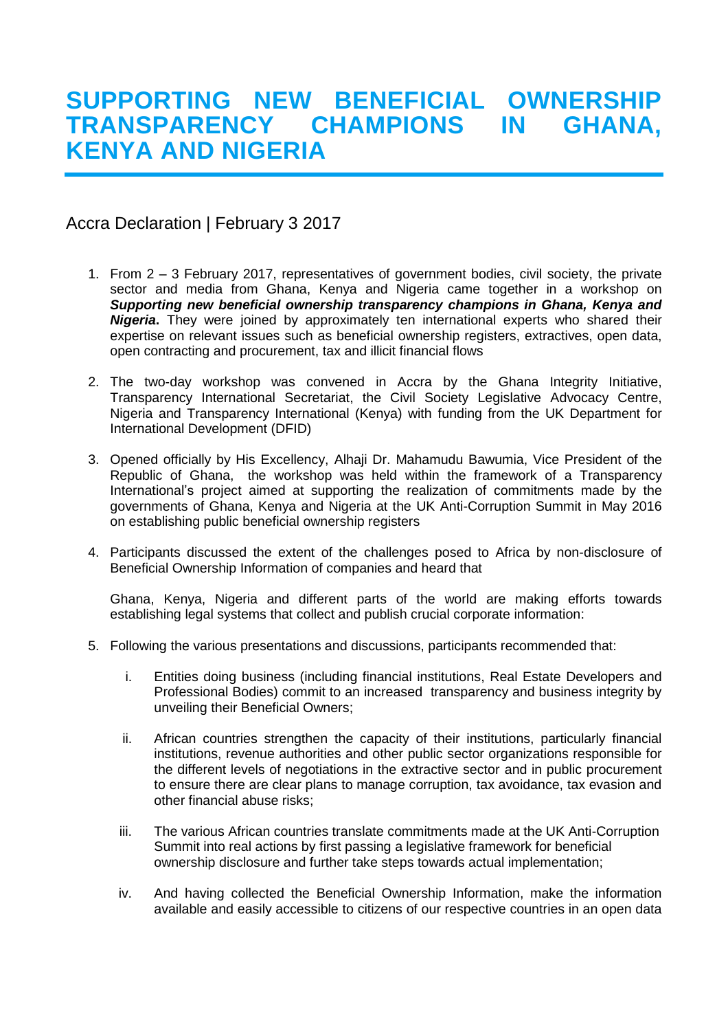# SUPPORTING NEW BENEFICIAL OWNERSHIP TRANSPARENCY CHAMPIONS IN GHANA, KENYA AND NIGERIA

## Accra Declaration | February 3 2017

1. From 2 – 3 February 2017, representatives of government bodies, civil society, the private sector and media from Ghana, Kenya and Nigeria came together in a workshop on ***Supporting new beneficial ownership transparency champions in Ghana, Kenya and Nigeria*.** They were joined by approximately ten international experts who shared their expertise on relevant issues such as beneficial ownership registers, extractives, open data, open contracting and procurement, tax and illicit financial flows

2. The two-day workshop was convened in Accra by the Ghana Integrity Initiative, Transparency International Secretariat, the Civil Society Legislative Advocacy Centre, Nigeria and Transparency International (Kenya) with funding from the UK Department for International Development (DFID)

3. Opened officially by His Excellency, Alhaji Dr. Mahamudu Bawumia, Vice President of the Republic of Ghana, the workshop was held within the framework of a Transparency International's project aimed at supporting the realization of commitments made by the governments of Ghana, Kenya and Nigeria at the UK Anti-Corruption Summit in May 2016 on establishing public beneficial ownership registers

4. Participants discussed the extent of the challenges posed to Africa by non-disclosure of Beneficial Ownership Information of companies and heard that

   Ghana, Kenya, Nigeria and different parts of the world are making efforts towards establishing legal systems that collect and publish crucial corporate information:

5. Following the various presentations and discussions, participants recommended that:

   i. Entities doing business (including financial institutions, Real Estate Developers and Professional Bodies) commit to an increased transparency and business integrity by unveiling their Beneficial Owners;

   ii. African countries strengthen the capacity of their institutions, particularly financial institutions, revenue authorities and other public sector organizations responsible for the different levels of negotiations in the extractive sector and in public procurement to ensure there are clear plans to manage corruption, tax avoidance, tax evasion and other financial abuse risks;

   iii. The various African countries translate commitments made at the UK Anti-Corruption Summit into real actions by first passing a legislative framework for beneficial ownership disclosure and further take steps towards actual implementation;

   iv. And having collected the Beneficial Ownership Information, make the information available and easily accessible to citizens of our respective countries in an open data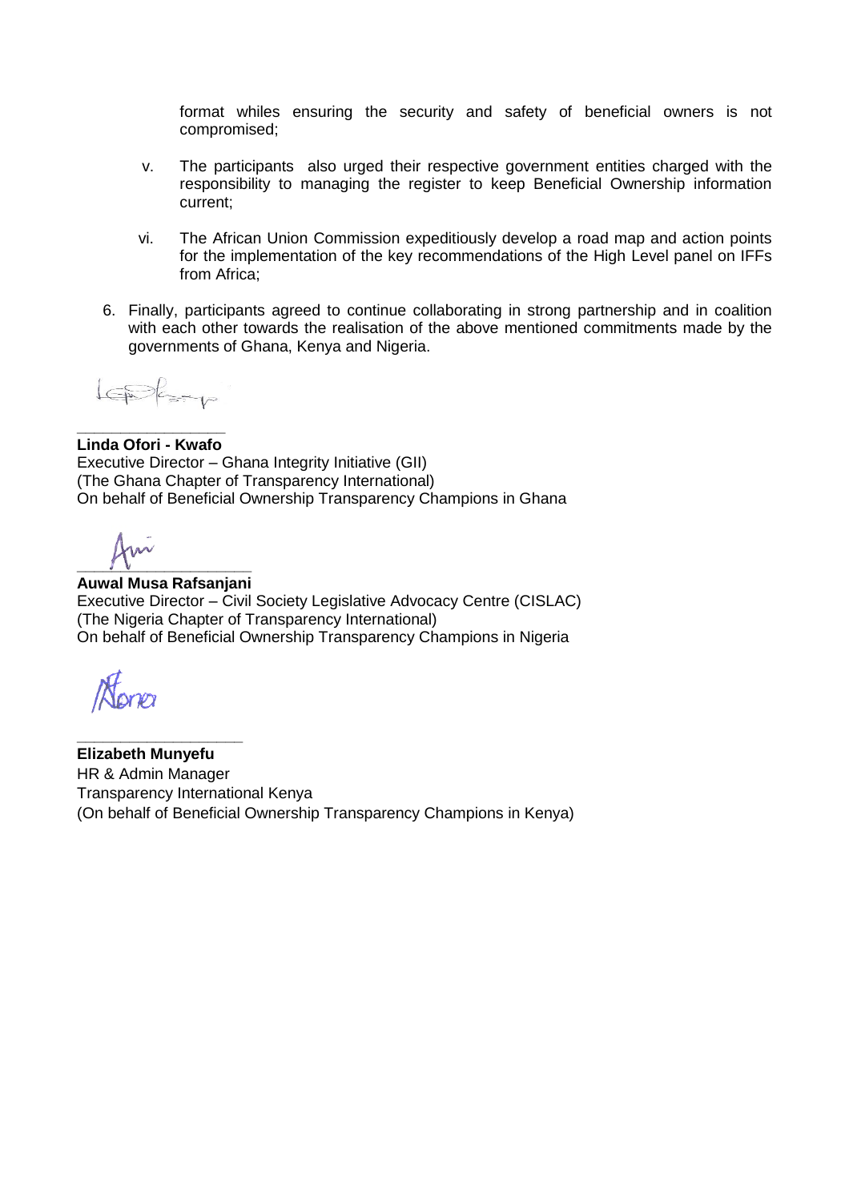format whiles ensuring the security and safety of beneficial owners is not compromised;

v. The participants also urged their respective government entities charged with the responsibility to managing the register to keep Beneficial Ownership information current;

vi. The African Union Commission expeditiously develop a road map and action points for the implementation of the key recommendations of the High Level panel on IFFs from Africa;

6. Finally, participants agreed to continue collaborating in strong partnership and in coalition with each other towards the realisation of the above mentioned commitments made by the governments of Ghana, Kenya and Nigeria.

\_\_\_\_\_\_\_\_\_\_\_\_\_\_\_\_\_

**Linda Ofori - Kwafo**
Executive Director – Ghana Integrity Initiative (GII)
(The Ghana Chapter of Transparency International)
On behalf of Beneficial Ownership Transparency Champions in Ghana

\_\_\_\_\_\_\_\_\_\_\_\_\_\_\_\_\_\_\_\_

**Auwal Musa Rafsanjani**
Executive Director – Civil Society Legislative Advocacy Centre (CISLAC)
(The Nigeria Chapter of Transparency International)
On behalf of Beneficial Ownership Transparency Champions in Nigeria

\_\_\_\_\_\_\_\_\_\_\_\_\_\_\_\_\_\_\_

**Elizabeth Munyefu**
HR & Admin Manager
Transparency International Kenya
(On behalf of Beneficial Ownership Transparency Champions in Kenya)